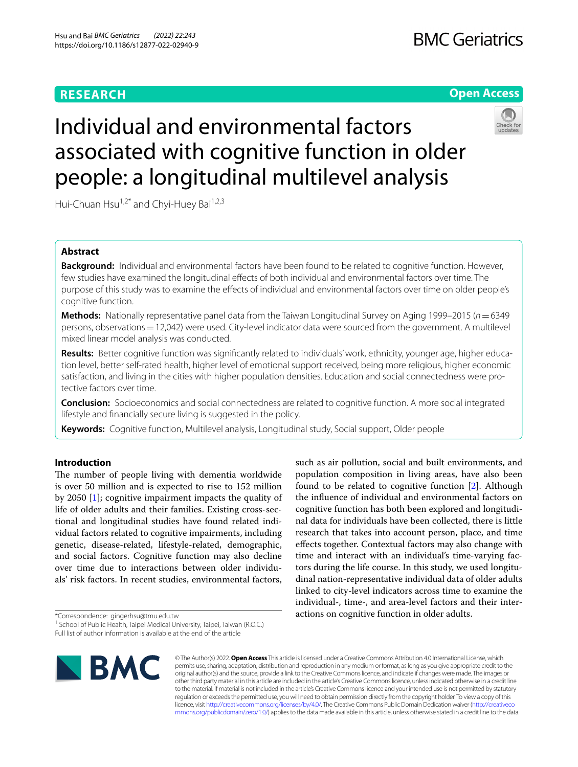**RESEARCH** **Open Access**

# Individual and environmental factors associated with cognitive function in older people: a longitudinal multilevel analysis

Hui-Chuan Hsu[1,2*] and Chyi-Huey Bai[1,2,3]

## Abstract

**Background:** Individual and environmental factors have been found to be related to cognitive function. However, few studies have examined the longitudinal effects of both individual and environmental factors over time. The purpose of this study was to examine the effects of individual and environmental factors over time on older people's cognitive function.

**Methods:** Nationally representative panel data from the Taiwan Longitudinal Survey on Aging 1999–2015 ($n = 6349$ persons, observations = 12,042) were used. City-level indicator data were sourced from the government. A multilevel mixed linear model analysis was conducted.

**Results:** Better cognitive function was significantly related to individuals' work, ethnicity, younger age, higher education level, better self-rated health, higher level of emotional support received, being more religious, higher economic satisfaction, and living in the cities with higher population densities. Education and social connectedness were protective factors over time.

**Conclusion:** Socioeconomics and social connectedness are related to cognitive function. A more social integrated lifestyle and financially secure living is suggested in the policy.

**Keywords:** Cognitive function, Multilevel analysis, Longitudinal study, Social support, Older people

## Introduction

The number of people living with dementia worldwide is over 50 million and is expected to rise to 152 million by 2050 [1]; cognitive impairment impacts the quality of life of older adults and their families. Existing cross-sectional and longitudinal studies have found related individual factors related to cognitive impairments, including genetic, disease-related, lifestyle-related, demographic, and social factors. Cognitive function may also decline over time due to interactions between older individuals' risk factors. In recent studies, environmental factors, such as air pollution, social and built environments, and population composition in living areas, have also been found to be related to cognitive function [2]. Although the influence of individual and environmental factors on cognitive function has both been explored and longitudinal data for individuals have been collected, there is little research that takes into account person, place, and time effects together. Contextual factors may also change with time and interact with an individual's time-varying factors during the life course. In this study, we used longitudinal nation-representative individual data of older adults linked to city-level indicators across time to examine the individual-, time-, and area-level factors and their interactions on cognitive function in older adults.

*Correspondence: gingerhsu@tmu.edu.tw

[1] School of Public Health, Taipei Medical University, Taipei, Taiwan (R.O.C.)

Full list of author information is available at the end of the article

© The Author(s) 2022. **Open Access** This article is licensed under a Creative Commons Attribution 4.0 International License, which permits use, sharing, adaptation, distribution and reproduction in any medium or format, as long as you give appropriate credit to the original author(s) and the source, provide a link to the Creative Commons licence, and indicate if changes were made. The images or other third party material in this article are included in the article's Creative Commons licence, unless indicated otherwise in a credit line to the material. If material is not included in the article's Creative Commons licence and your intended use is not permitted by statutory regulation or exceeds the permitted use, you will need to obtain permission directly from the copyright holder. To view a copy of this licence, visit http://creativecommons.org/licenses/by/4.0/. The Creative Commons Public Domain Dedication waiver (http://creativecommons.org/publicdomain/zero/1.0/) applies to the data made available in this article, unless otherwise stated in a credit line to the data.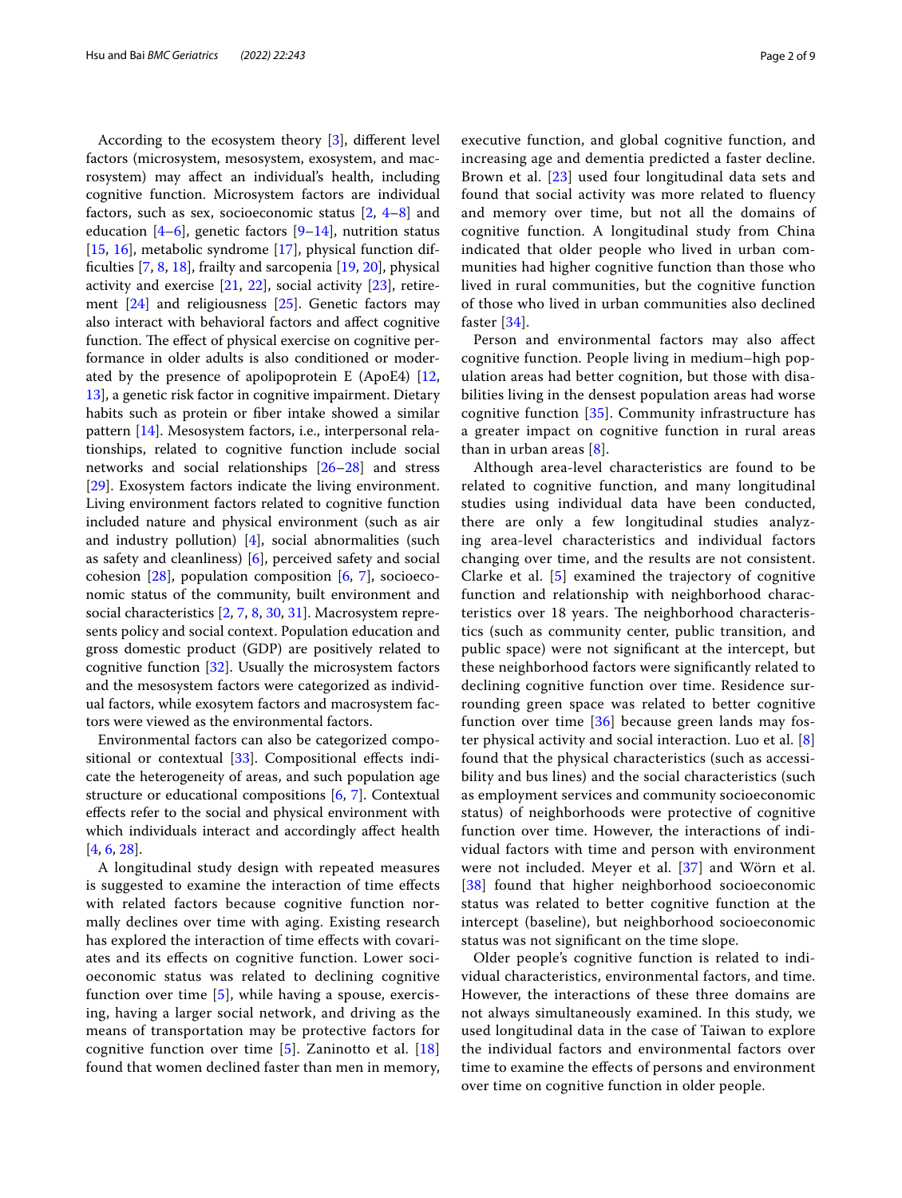According to the ecosystem theory [3], different level factors (microsystem, mesosystem, exosystem, and macrosystem) may affect an individual's health, including cognitive function. Microsystem factors are individual factors, such as sex, socioeconomic status [2, 4–8] and education [4–6], genetic factors [9–14], nutrition status [15, 16], metabolic syndrome [17], physical function difficulties [7, 8, 18], frailty and sarcopenia [19, 20], physical activity and exercise [21, 22], social activity [23], retirement [24] and religiousness [25]. Genetic factors may also interact with behavioral factors and affect cognitive function. The effect of physical exercise on cognitive performance in older adults is also conditioned or moderated by the presence of apolipoprotein E (ApoE4) [12, 13], a genetic risk factor in cognitive impairment. Dietary habits such as protein or fiber intake showed a similar pattern [14]. Mesosystem factors, i.e., interpersonal relationships, related to cognitive function include social networks and social relationships [26–28] and stress [29]. Exosystem factors indicate the living environment. Living environment factors related to cognitive function included nature and physical environment (such as air and industry pollution) [4], social abnormalities (such as safety and cleanliness) [6], perceived safety and social cohesion [28], population composition [6, 7], socioeconomic status of the community, built environment and social characteristics [2, 7, 8, 30, 31]. Macrosystem represents policy and social context. Population education and gross domestic product (GDP) are positively related to cognitive function [32]. Usually the microsystem factors and the mesosystem factors were categorized as individual factors, while exosytem factors and macrosystem factors were viewed as the environmental factors.

Environmental factors can also be categorized compositional or contextual [33]. Compositional effects indicate the heterogeneity of areas, and such population age structure or educational compositions [6, 7]. Contextual effects refer to the social and physical environment with which individuals interact and accordingly affect health [4, 6, 28].

A longitudinal study design with repeated measures is suggested to examine the interaction of time effects with related factors because cognitive function normally declines over time with aging. Existing research has explored the interaction of time effects with covariates and its effects on cognitive function. Lower socioeconomic status was related to declining cognitive function over time [5], while having a spouse, exercising, having a larger social network, and driving as the means of transportation may be protective factors for cognitive function over time [5]. Zaninotto et al. [18] found that women declined faster than men in memory, executive function, and global cognitive function, and increasing age and dementia predicted a faster decline. Brown et al. [23] used four longitudinal data sets and found that social activity was more related to fluency and memory over time, but not all the domains of cognitive function. A longitudinal study from China indicated that older people who lived in urban communities had higher cognitive function than those who lived in rural communities, but the cognitive function of those who lived in urban communities also declined faster [34].

Person and environmental factors may also affect cognitive function. People living in medium–high population areas had better cognition, but those with disabilities living in the densest population areas had worse cognitive function [35]. Community infrastructure has a greater impact on cognitive function in rural areas than in urban areas [8].

Although area-level characteristics are found to be related to cognitive function, and many longitudinal studies using individual data have been conducted, there are only a few longitudinal studies analyzing area-level characteristics and individual factors changing over time, and the results are not consistent. Clarke et al. [5] examined the trajectory of cognitive function and relationship with neighborhood characteristics over 18 years. The neighborhood characteristics (such as community center, public transition, and public space) were not significant at the intercept, but these neighborhood factors were significantly related to declining cognitive function over time. Residence surrounding green space was related to better cognitive function over time [36] because green lands may foster physical activity and social interaction. Luo et al. [8] found that the physical characteristics (such as accessibility and bus lines) and the social characteristics (such as employment services and community socioeconomic status) of neighborhoods were protective of cognitive function over time. However, the interactions of individual factors with time and person with environment were not included. Meyer et al. [37] and Wörn et al. [38] found that higher neighborhood socioeconomic status was related to better cognitive function at the intercept (baseline), but neighborhood socioeconomic status was not significant on the time slope.

Older people's cognitive function is related to individual characteristics, environmental factors, and time. However, the interactions of these three domains are not always simultaneously examined. In this study, we used longitudinal data in the case of Taiwan to explore the individual factors and environmental factors over time to examine the effects of persons and environment over time on cognitive function in older people.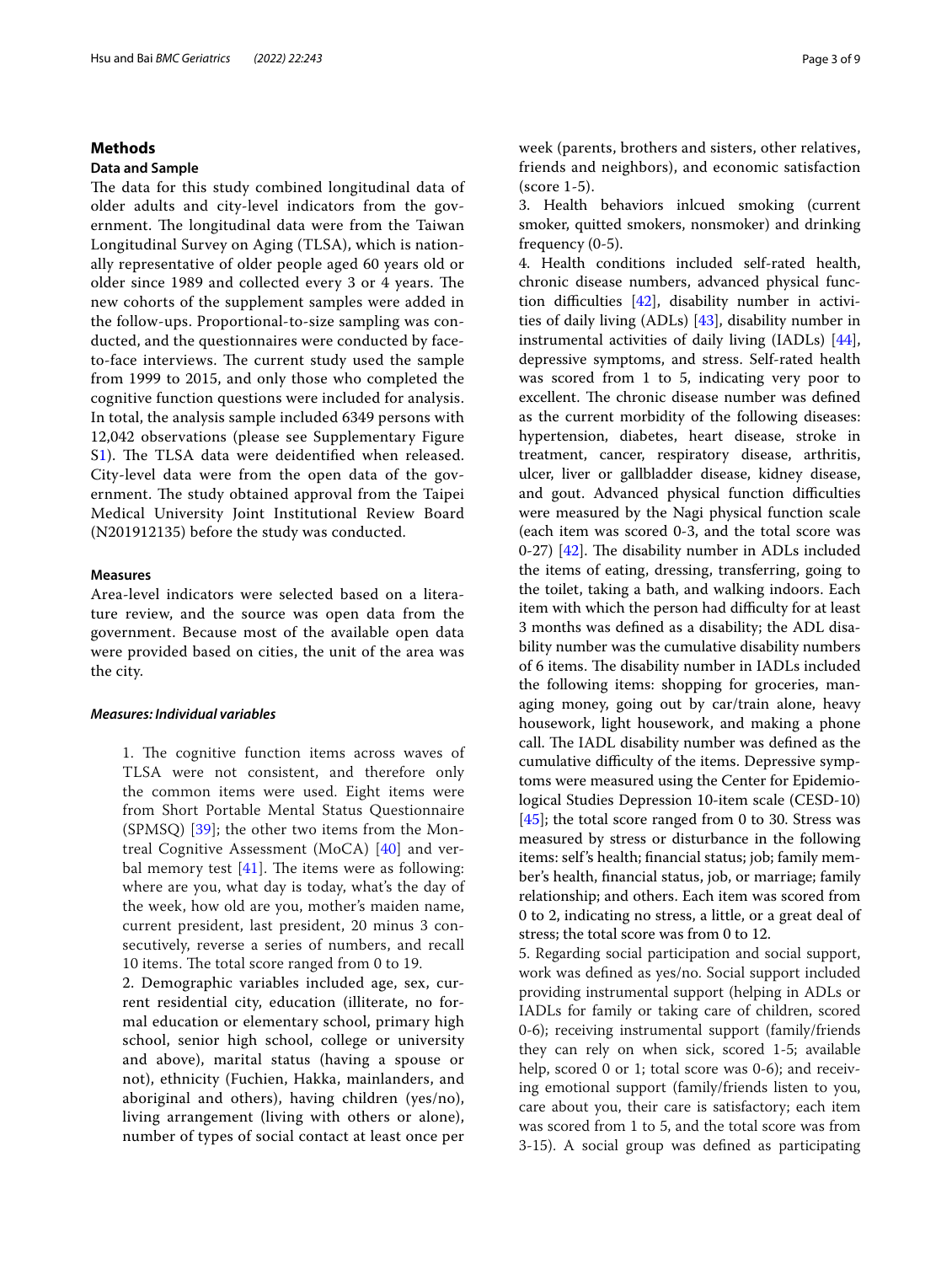## Methods

### Data and Sample

The data for this study combined longitudinal data of older adults and city-level indicators from the government. The longitudinal data were from the Taiwan Longitudinal Survey on Aging (TLSA), which is nationally representative of older people aged 60 years old or older since 1989 and collected every 3 or 4 years. The new cohorts of the supplement samples were added in the follow-ups. Proportional-to-size sampling was conducted, and the questionnaires were conducted by face-to-face interviews. The current study used the sample from 1999 to 2015, and only those who completed the cognitive function questions were included for analysis. In total, the analysis sample included 6349 persons with 12,042 observations (please see Supplementary Figure S1). The TLSA data were deidentified when released. City-level data were from the open data of the government. The study obtained approval from the Taipei Medical University Joint Institutional Review Board (N201912135) before the study was conducted.

#### Measures

Area-level indicators were selected based on a literature review, and the source was open data from the government. Because most of the available open data were provided based on cities, the unit of the area was the city.

#### *Measures: Individual variables*

1. The cognitive function items across waves of TLSA were not consistent, and therefore only the common items were used. Eight items were from Short Portable Mental Status Questionnaire (SPMSQ) [39]; the other two items from the Montreal Cognitive Assessment (MoCA) [40] and verbal memory test [41]. The items were as following: where are you, what day is today, what's the day of the week, how old are you, mother's maiden name, current president, last president, 20 minus 3 consecutively, reverse a series of numbers, and recall 10 items. The total score ranged from 0 to 19.
2. Demographic variables included age, sex, current residential city, education (illiterate, no formal education or elementary school, primary high school, senior high school, college or university and above), marital status (having a spouse or not), ethnicity (Fuchien, Hakka, mainlanders, and aboriginal and others), having children (yes/no), living arrangement (living with others or alone), number of types of social contact at least once per week (parents, brothers and sisters, other relatives, friends and neighbors), and economic satisfaction (score 1-5).
3. Health behaviors inlcued smoking (current smoker, quitted smokers, nonsmoker) and drinking frequency (0-5).
4. Health conditions included self-rated health, chronic disease numbers, advanced physical function difficulties [42], disability number in activities of daily living (ADLs) [43], disability number in instrumental activities of daily living (IADLs) [44], depressive symptoms, and stress. Self-rated health was scored from 1 to 5, indicating very poor to excellent. The chronic disease number was defined as the current morbidity of the following diseases: hypertension, diabetes, heart disease, stroke in treatment, cancer, respiratory disease, arthritis, ulcer, liver or gallbladder disease, kidney disease, and gout. Advanced physical function difficulties were measured by the Nagi physical function scale (each item was scored 0-3, and the total score was 0-27) [42]. The disability number in ADLs included the items of eating, dressing, transferring, going to the toilet, taking a bath, and walking indoors. Each item with which the person had difficulty for at least 3 months was defined as a disability; the ADL disability number was the cumulative disability numbers of 6 items. The disability number in IADLs included the following items: shopping for groceries, managing money, going out by car/train alone, heavy housework, light housework, and making a phone call. The IADL disability number was defined as the cumulative difficulty of the items. Depressive symptoms were measured using the Center for Epidemiological Studies Depression 10-item scale (CESD-10) [45]; the total score ranged from 0 to 30. Stress was measured by stress or disturbance in the following items: self's health; financial status; job; family member's health, financial status, job, or marriage; family relationship; and others. Each item was scored from 0 to 2, indicating no stress, a little, or a great deal of stress; the total score was from 0 to 12.
5. Regarding social participation and social support, work was defined as yes/no. Social support included providing instrumental support (helping in ADLs or IADLs for family or taking care of children, scored 0-6); receiving instrumental support (family/friends they can rely on when sick, scored 1-5; available help, scored 0 or 1; total score was 0-6); and receiving emotional support (family/friends listen to you, care about you, their care is satisfactory; each item was scored from 1 to 5, and the total score was from 3-15). A social group was defined as participating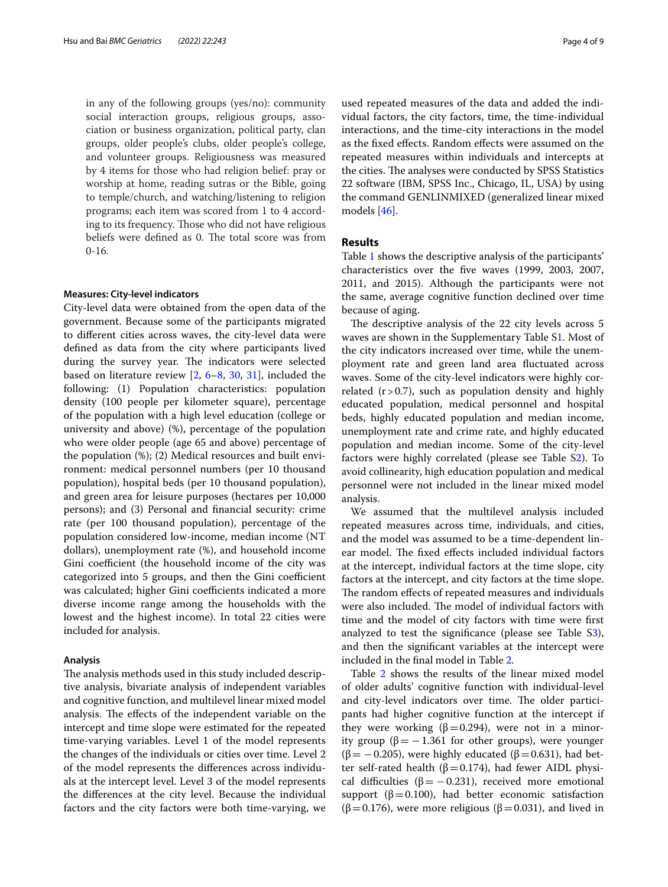in any of the following groups (yes/no): community social interaction groups, religious groups, association or business organization, political party, clan groups, older people's clubs, older people's college, and volunteer groups. Religiousness was measured by 4 items for those who had religion belief: pray or worship at home, reading sutras or the Bible, going to temple/church, and watching/listening to religion programs; each item was scored from 1 to 4 according to its frequency. Those who did not have religious beliefs were defined as 0. The total score was from 0-16.

#### Measures: City-level indicators

City-level data were obtained from the open data of the government. Because some of the participants migrated to different cities across waves, the city-level data were defined as data from the city where participants lived during the survey year. The indicators were selected based on literature review [2, 6–8, 30, 31], included the following: (1) Population characteristics: population density (100 people per kilometer square), percentage of the population with a high level education (college or university and above) (%), percentage of the population who were older people (age 65 and above) percentage of the population (%); (2) Medical resources and built environment: medical personnel numbers (per 10 thousand population), hospital beds (per 10 thousand population), and green area for leisure purposes (hectares per 10,000 persons); and (3) Personal and financial security: crime rate (per 100 thousand population), percentage of the population considered low-income, median income (NT dollars), unemployment rate (%), and household income Gini coefficient (the household income of the city was categorized into 5 groups, and then the Gini coefficient was calculated; higher Gini coefficients indicated a more diverse income range among the households with the lowest and the highest income). In total 22 cities were included for analysis.

#### Analysis

The analysis methods used in this study included descriptive analysis, bivariate analysis of independent variables and cognitive function, and multilevel linear mixed model analysis. The effects of the independent variable on the intercept and time slope were estimated for the repeated time-varying variables. Level 1 of the model represents the changes of the individuals or cities over time. Level 2 of the model represents the differences across individuals at the intercept level. Level 3 of the model represents the differences at the city level. Because the individual factors and the city factors were both time-varying, we used repeated measures of the data and added the individual factors, the city factors, time, the time-individual interactions, and the time-city interactions in the model as the fixed effects. Random effects were assumed on the repeated measures within individuals and intercepts at the cities. The analyses were conducted by SPSS Statistics 22 software (IBM, SPSS Inc., Chicago, IL, USA) by using the command GENLINMIXED (generalized linear mixed models [46].

## Results

Table 1 shows the descriptive analysis of the participants' characteristics over the five waves (1999, 2003, 2007, 2011, and 2015). Although the participants were not the same, average cognitive function declined over time because of aging.

The descriptive analysis of the 22 city levels across 5 waves are shown in the Supplementary Table S1. Most of the city indicators increased over time, while the unemployment rate and green land area fluctuated across waves. Some of the city-level indicators were highly correlated ($r > 0.7$), such as population density and highly educated population, medical personnel and hospital beds, highly educated population and median income, unemployment rate and crime rate, and highly educated population and median income. Some of the city-level factors were highly correlated (please see Table S2). To avoid collinearity, high education population and medical personnel were not included in the linear mixed model analysis.

We assumed that the multilevel analysis included repeated measures across time, individuals, and cities, and the model was assumed to be a time-dependent linear model. The fixed effects included individual factors at the intercept, individual factors at the time slope, city factors at the intercept, and city factors at the time slope. The random effects of repeated measures and individuals were also included. The model of individual factors with time and the model of city factors with time were first analyzed to test the significance (please see Table S3), and then the significant variables at the intercept were included in the final model in Table 2.

Table 2 shows the results of the linear mixed model of older adults' cognitive function with individual-level and city-level indicators over time. The older participants had higher cognitive function at the intercept if they were working ($\beta = 0.294$), were not in a minority group ($\beta = -1.361$ for other groups), were younger ($\beta = -0.205$), were highly educated ($\beta = 0.631$), had better self-rated health ($\beta = 0.174$), had fewer AIDL physical difficulties ($\beta = -0.231$), received more emotional support ($\beta = 0.100$), had better economic satisfaction ($\beta = 0.176$), were more religious ($\beta = 0.031$), and lived in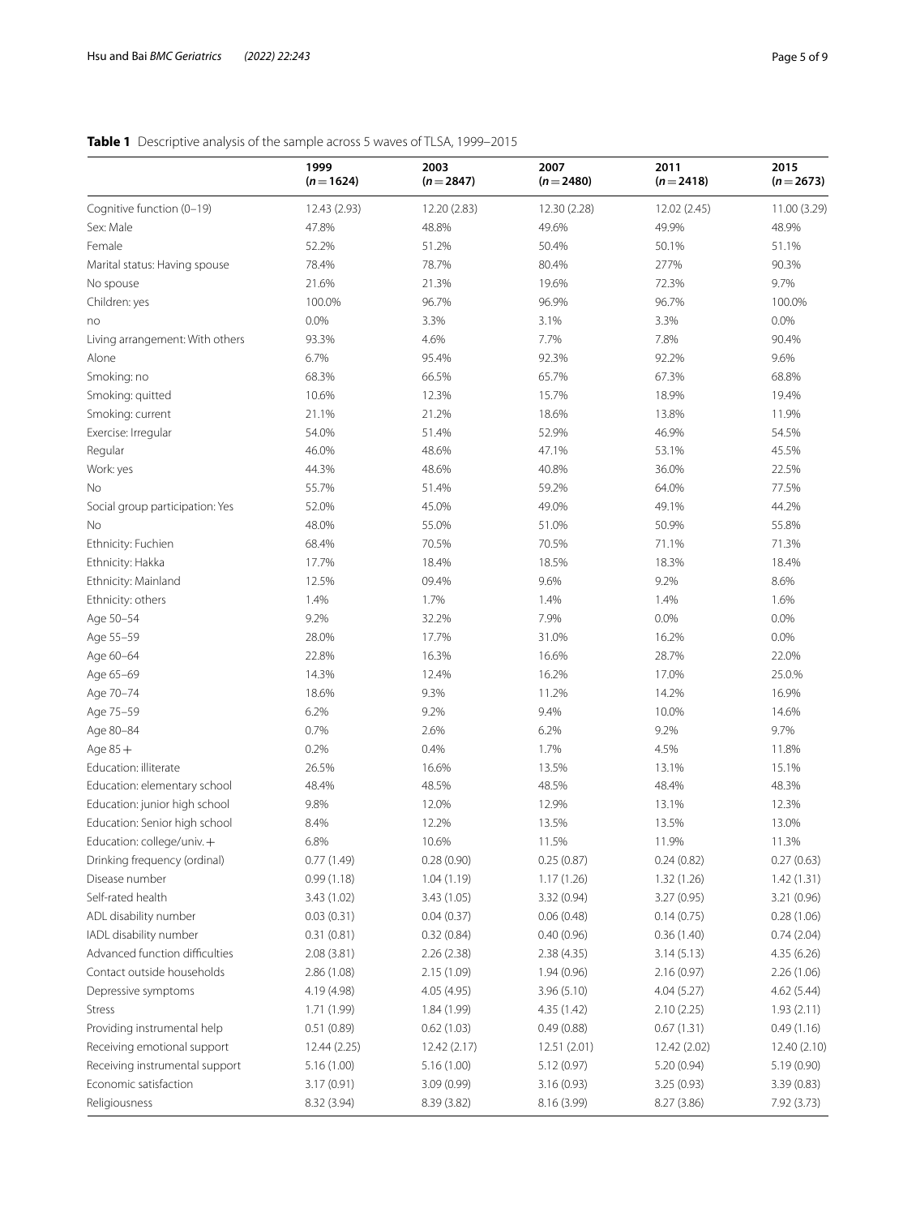**Table 1** Descriptive analysis of the sample across 5 waves of TLSA, 1999–2015

| | 1999 (*n* = 1624) | 2003 (*n* = 2847) | 2007 (*n* = 2480) | 2011 (*n* = 2418) | 2015 (*n* = 2673) |
|---|---|---|---|---|---|
| Cognitive function (0–19) | 12.43 (2.93) | 12.20 (2.83) | 12.30 (2.28) | 12.02 (2.45) | 11.00 (3.29) |
| Sex: Male | 47.8% | 48.8% | 49.6% | 49.9% | 48.9% |
| Female | 52.2% | 51.2% | 50.4% | 50.1% | 51.1% |
| Marital status: Having spouse | 78.4% | 78.7% | 80.4% | 277% | 90.3% |
| No spouse | 21.6% | 21.3% | 19.6% | 72.3% | 9.7% |
| Children: yes | 100.0% | 96.7% | 96.9% | 96.7% | 100.0% |
| no | 0.0% | 3.3% | 3.1% | 3.3% | 0.0% |
| Living arrangement: With others | 93.3% | 4.6% | 7.7% | 7.8% | 90.4% |
| Alone | 6.7% | 95.4% | 92.3% | 92.2% | 9.6% |
| Smoking: no | 68.3% | 66.5% | 65.7% | 67.3% | 68.8% |
| Smoking: quitted | 10.6% | 12.3% | 15.7% | 18.9% | 19.4% |
| Smoking: current | 21.1% | 21.2% | 18.6% | 13.8% | 11.9% |
| Exercise: Irregular | 54.0% | 51.4% | 52.9% | 46.9% | 54.5% |
| Regular | 46.0% | 48.6% | 47.1% | 53.1% | 45.5% |
| Work: yes | 44.3% | 48.6% | 40.8% | 36.0% | 22.5% |
| No | 55.7% | 51.4% | 59.2% | 64.0% | 77.5% |
| Social group participation: Yes | 52.0% | 45.0% | 49.0% | 49.1% | 44.2% |
| No | 48.0% | 55.0% | 51.0% | 50.9% | 55.8% |
| Ethnicity: Fuchien | 68.4% | 70.5% | 70.5% | 71.1% | 71.3% |
| Ethnicity: Hakka | 17.7% | 18.4% | 18.5% | 18.3% | 18.4% |
| Ethnicity: Mainland | 12.5% | 09.4% | 9.6% | 9.2% | 8.6% |
| Ethnicity: others | 1.4% | 1.7% | 1.4% | 1.4% | 1.6% |
| Age 50–54 | 9.2% | 32.2% | 7.9% | 0.0% | 0.0% |
| Age 55–59 | 28.0% | 17.7% | 31.0% | 16.2% | 0.0% |
| Age 60–64 | 22.8% | 16.3% | 16.6% | 28.7% | 22.0% |
| Age 65–69 | 14.3% | 12.4% | 16.2% | 17.0% | 25.0% |
| Age 70–74 | 18.6% | 9.3% | 11.2% | 14.2% | 16.9% |
| Age 75–59 | 6.2% | 9.2% | 9.4% | 10.0% | 14.6% |
| Age 80–84 | 0.7% | 2.6% | 6.2% | 9.2% | 9.7% |
| Age 85 + | 0.2% | 0.4% | 1.7% | 4.5% | 11.8% |
| Education: illiterate | 26.5% | 16.6% | 13.5% | 13.1% | 15.1% |
| Education: elementary school | 48.4% | 48.5% | 48.5% | 48.4% | 48.3% |
| Education: junior high school | 9.8% | 12.0% | 12.9% | 13.1% | 12.3% |
| Education: Senior high school | 8.4% | 12.2% | 13.5% | 13.5% | 13.0% |
| Education: college/univ. + | 6.8% | 10.6% | 11.5% | 11.9% | 11.3% |
| Drinking frequency (ordinal) | 0.77 (1.49) | 0.28 (0.90) | 0.25 (0.87) | 0.24 (0.82) | 0.27 (0.63) |
| Disease number | 0.99 (1.18) | 1.04 (1.19) | 1.17 (1.26) | 1.32 (1.26) | 1.42 (1.31) |
| Self-rated health | 3.43 (1.02) | 3.43 (1.05) | 3.32 (0.94) | 3.27 (0.95) | 3.21 (0.96) |
| ADL disability number | 0.03 (0.31) | 0.04 (0.37) | 0.06 (0.48) | 0.14 (0.75) | 0.28 (1.06) |
| IADL disability number | 0.31 (0.81) | 0.32 (0.84) | 0.40 (0.96) | 0.36 (1.40) | 0.74 (2.04) |
| Advanced function difficulties | 2.08 (3.81) | 2.26 (2.38) | 2.38 (4.35) | 3.14 (5.13) | 4.35 (6.26) |
| Contact outside households | 2.86 (1.08) | 2.15 (1.09) | 1.94 (0.96) | 2.16 (0.97) | 2.26 (1.06) |
| Depressive symptoms | 4.19 (4.98) | 4.05 (4.95) | 3.96 (5.10) | 4.04 (5.27) | 4.62 (5.44) |
| Stress | 1.71 (1.99) | 1.84 (1.99) | 4.35 (1.42) | 2.10 (2.25) | 1.93 (2.11) |
| Providing instrumental help | 0.51 (0.89) | 0.62 (1.03) | 0.49 (0.88) | 0.67 (1.31) | 0.49 (1.16) |
| Receiving emotional support | 12.44 (2.25) | 12.42 (2.17) | 12.51 (2.01) | 12.42 (2.02) | 12.40 (2.10) |
| Receiving instrumental support | 5.16 (1.00) | 5.16 (1.00) | 5.12 (0.97) | 5.20 (0.94) | 5.19 (0.90) |
| Economic satisfaction | 3.17 (0.91) | 3.09 (0.99) | 3.16 (0.93) | 3.25 (0.93) | 3.39 (0.83) |
| Religiousness | 8.32 (3.94) | 8.39 (3.82) | 8.16 (3.99) | 8.27 (3.86) | 7.92 (3.73) |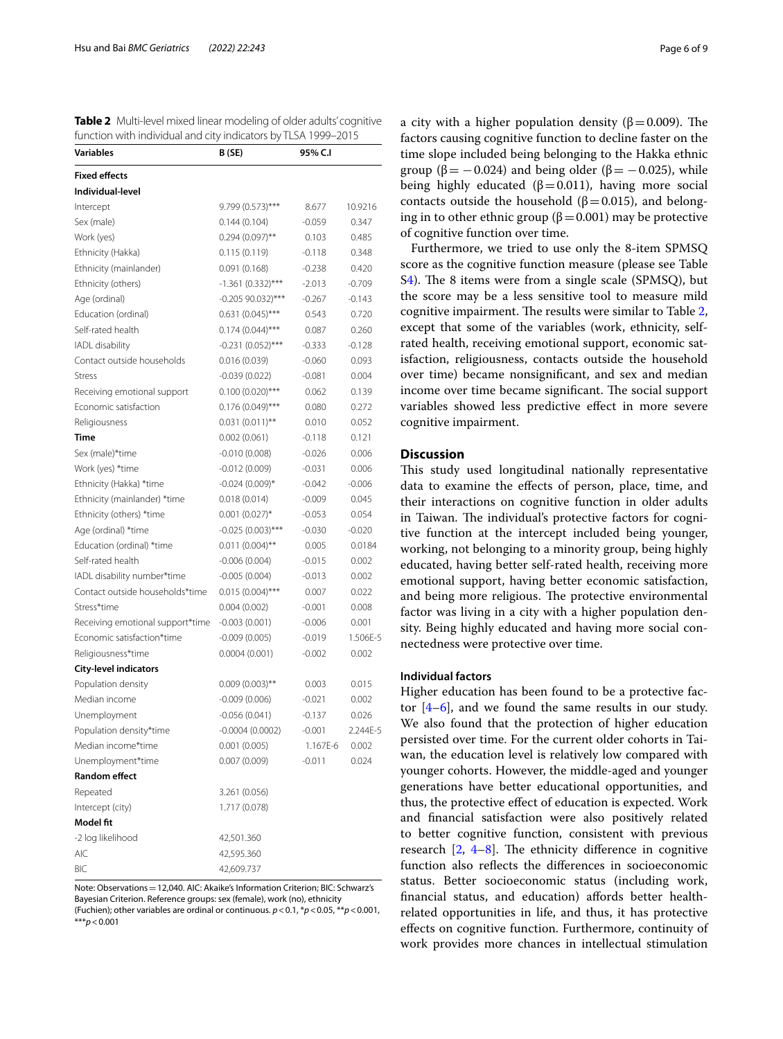**Table 2** Multi-level mixed linear modeling of older adults' cognitive function with individual and city indicators by TLSA 1999–2015

| Variables | B (SE) | 95% C.I | |
|---|---|---|---|
| **Fixed effects** | | | |
| **Individual-level** | | | |
| Intercept | 9.799 (0.573)*** | 8.677 | 10.9216 |
| Sex (male) | 0.144 (0.104) | -0.059 | 0.347 |
| Work (yes) | 0.294 (0.097)** | 0.103 | 0.485 |
| Ethnicity (Hakka) | 0.115 (0.119) | -0.118 | 0.348 |
| Ethnicity (mainlander) | 0.091 (0.168) | -0.238 | 0.420 |
| Ethnicity (others) | -1.361 (0.332)*** | -2.013 | -0.709 |
| Age (ordinal) | -0.205 90.032)*** | -0.267 | -0.143 |
| Education (ordinal) | 0.631 (0.045)*** | 0.543 | 0.720 |
| Self-rated health | 0.174 (0.044)*** | 0.087 | 0.260 |
| IADL disability | -0.231 (0.052)*** | -0.333 | -0.128 |
| Contact outside households | 0.016 (0.039) | -0.060 | 0.093 |
| Stress | -0.039 (0.022) | -0.081 | 0.004 |
| Receiving emotional support | 0.100 (0.020)*** | 0.062 | 0.139 |
| Economic satisfaction | 0.176 (0.049)*** | 0.080 | 0.272 |
| Religiousness | 0.031 (0.011)** | 0.010 | 0.052 |
| **Time** | 0.002 (0.061) | -0.118 | 0.121 |
| Sex (male)*time | -0.010 (0.008) | -0.026 | 0.006 |
| Work (yes) *time | -0.012 (0.009) | -0.031 | 0.006 |
| Ethnicity (Hakka) *time | -0.024 (0.009)* | -0.042 | -0.006 |
| Ethnicity (mainlander) *time | 0.018 (0.014) | -0.009 | 0.045 |
| Ethnicity (others) *time | 0.001 (0.027)* | -0.053 | 0.054 |
| Age (ordinal) *time | -0.025 (0.003)*** | -0.030 | -0.020 |
| Education (ordinal) *time | 0.011 (0.004)** | 0.005 | 0.0184 |
| Self-rated health | -0.006 (0.004) | -0.015 | 0.002 |
| IADL disability number*time | -0.005 (0.004) | -0.013 | 0.002 |
| Contact outside households*time | 0.015 (0.004)*** | 0.007 | 0.022 |
| Stress*time | 0.004 (0.002) | -0.001 | 0.008 |
| Receiving emotional support*time | -0.003 (0.001) | -0.006 | 0.001 |
| Economic satisfaction*time | -0.009 (0.005) | -0.019 | 1.506E-5 |
| Religiousness*time | 0.0004 (0.001) | -0.002 | 0.002 |
| **City-level indicators** | | | |
| Population density | 0.009 (0.003)** | 0.003 | 0.015 |
| Median income | -0.009 (0.006) | -0.021 | 0.002 |
| Unemployment | -0.056 (0.041) | -0.137 | 0.026 |
| Population density*time | -0.0004 (0.0002) | -0.001 | 2.244E-5 |
| Median income*time | 0.001 (0.005) | 1.167E-6 | 0.002 |
| Unemployment*time | 0.007 (0.009) | -0.011 | 0.024 |
| **Random effect** | | | |
| Repeated | 3.261 (0.056) | | |
| Intercept (city) | 1.717 (0.078) | | |
| **Model fit** | | | |
| -2 log likelihood | 42,501.360 | | |
| AIC | 42,595.360 | | |
| BIC | 42,609.737 | | |

Note: Observations = 12,040. AIC: Akaike's Information Criterion; BIC: Schwarz's Bayesian Criterion. Reference groups: sex (female), work (no), ethnicity (Fuchien); other variables are ordinal or continuous. $p < 0.1$, \*$p < 0.05$, \*\*$p < 0.001$, \*\*\*$p < 0.001$

a city with a higher population density ($\beta = 0.009$). The factors causing cognitive function to decline faster on the time slope included being belonging to the Hakka ethnic group ($\beta = -0.024$) and being older ($\beta = -0.025$), while being highly educated ($\beta = 0.011$), having more social contacts outside the household ($\beta = 0.015$), and belonging in to other ethnic group ($\beta = 0.001$) may be protective of cognitive function over time.

Furthermore, we tried to use only the 8-item SPMSQ score as the cognitive function measure (please see Table S4). The 8 items were from a single scale (SPMSQ), but the score may be a less sensitive tool to measure mild cognitive impairment. The results were similar to Table 2, except that some of the variables (work, ethnicity, self-rated health, receiving emotional support, economic satisfaction, religiousness, contacts outside the household over time) became nonsignificant, and sex and median income over time became significant. The social support variables showed less predictive effect in more severe cognitive impairment.

## Discussion

This study used longitudinal nationally representative data to examine the effects of person, place, time, and their interactions on cognitive function in older adults in Taiwan. The individual's protective factors for cognitive function at the intercept included being younger, working, not belonging to a minority group, being highly educated, having better self-rated health, receiving more emotional support, having better economic satisfaction, and being more religious. The protective environmental factor was living in a city with a higher population density. Being highly educated and having more social connectedness were protective over time.

### Individual factors

Higher education has been found to be a protective factor [4–6], and we found the same results in our study. We also found that the protection of higher education persisted over time. For the current older cohorts in Taiwan, the education level is relatively low compared with younger cohorts. However, the middle-aged and younger generations have better educational opportunities, and thus, the protective effect of education is expected. Work and financial satisfaction were also positively related to better cognitive function, consistent with previous research [2, 4–8]. The ethnicity difference in cognitive function also reflects the differences in socioeconomic status. Better socioeconomic status (including work, financial status, and education) affords better health-related opportunities in life, and thus, it has protective effects on cognitive function. Furthermore, continuity of work provides more chances in intellectual stimulation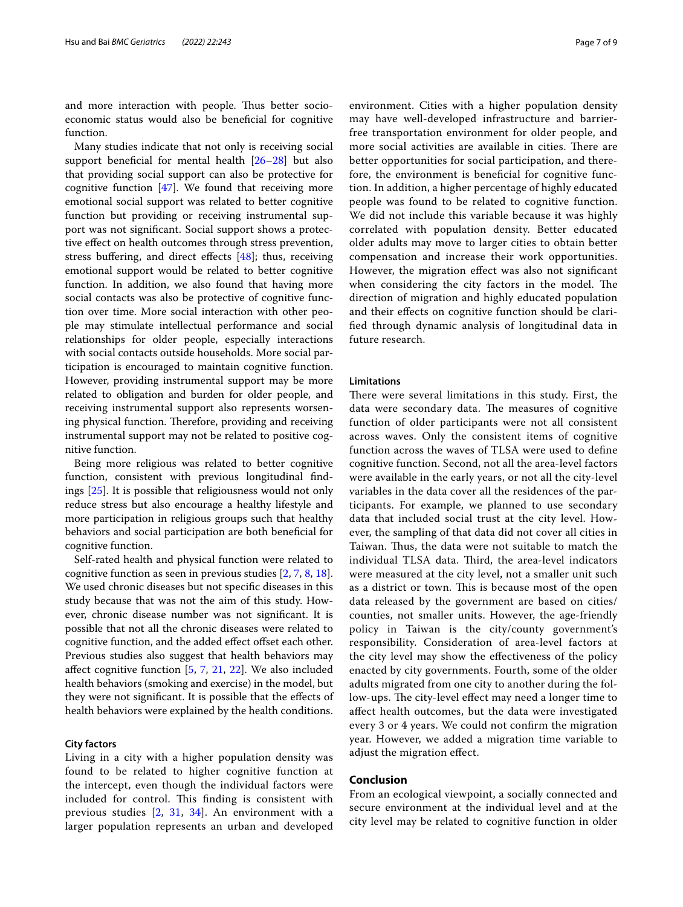and more interaction with people. Thus better socioeconomic status would also be beneficial for cognitive function.

Many studies indicate that not only is receiving social support beneficial for mental health [26–28] but also that providing social support can also be protective for cognitive function [47]. We found that receiving more emotional social support was related to better cognitive function but providing or receiving instrumental support was not significant. Social support shows a protective effect on health outcomes through stress prevention, stress buffering, and direct effects [48]; thus, receiving emotional support would be related to better cognitive function. In addition, we also found that having more social contacts was also be protective of cognitive function over time. More social interaction with other people may stimulate intellectual performance and social relationships for older people, especially interactions with social contacts outside households. More social participation is encouraged to maintain cognitive function. However, providing instrumental support may be more related to obligation and burden for older people, and receiving instrumental support also represents worsening physical function. Therefore, providing and receiving instrumental support may not be related to positive cognitive function.

Being more religious was related to better cognitive function, consistent with previous longitudinal findings [25]. It is possible that religiousness would not only reduce stress but also encourage a healthy lifestyle and more participation in religious groups such that healthy behaviors and social participation are both beneficial for cognitive function.

Self-rated health and physical function were related to cognitive function as seen in previous studies [2, 7, 8, 18]. We used chronic diseases but not specific diseases in this study because that was not the aim of this study. However, chronic disease number was not significant. It is possible that not all the chronic diseases were related to cognitive function, and the added effect offset each other. Previous studies also suggest that health behaviors may affect cognitive function [5, 7, 21, 22]. We also included health behaviors (smoking and exercise) in the model, but they were not significant. It is possible that the effects of health behaviors were explained by the health conditions.

#### City factors

Living in a city with a higher population density was found to be related to higher cognitive function at the intercept, even though the individual factors were included for control. This finding is consistent with previous studies [2, 31, 34]. An environment with a larger population represents an urban and developed environment. Cities with a higher population density may have well-developed infrastructure and barrier-free transportation environment for older people, and more social activities are available in cities. There are better opportunities for social participation, and therefore, the environment is beneficial for cognitive function. In addition, a higher percentage of highly educated people was found to be related to cognitive function. We did not include this variable because it was highly correlated with population density. Better educated older adults may move to larger cities to obtain better compensation and increase their work opportunities. However, the migration effect was also not significant when considering the city factors in the model. The direction of migration and highly educated population and their effects on cognitive function should be clarified through dynamic analysis of longitudinal data in future research.

#### Limitations

There were several limitations in this study. First, the data were secondary data. The measures of cognitive function of older participants were not all consistent across waves. Only the consistent items of cognitive function across the waves of TLSA were used to define cognitive function. Second, not all the area-level factors were available in the early years, or not all the city-level variables in the data cover all the residences of the participants. For example, we planned to use secondary data that included social trust at the city level. However, the sampling of that data did not cover all cities in Taiwan. Thus, the data were not suitable to match the individual TLSA data. Third, the area-level indicators were measured at the city level, not a smaller unit such as a district or town. This is because most of the open data released by the government are based on cities/counties, not smaller units. However, the age-friendly policy in Taiwan is the city/county government's responsibility. Consideration of area-level factors at the city level may show the effectiveness of the policy enacted by city governments. Fourth, some of the older adults migrated from one city to another during the follow-ups. The city-level effect may need a longer time to affect health outcomes, but the data were investigated every 3 or 4 years. We could not confirm the migration year. However, we added a migration time variable to adjust the migration effect.

## Conclusion

From an ecological viewpoint, a socially connected and secure environment at the individual level and at the city level may be related to cognitive function in older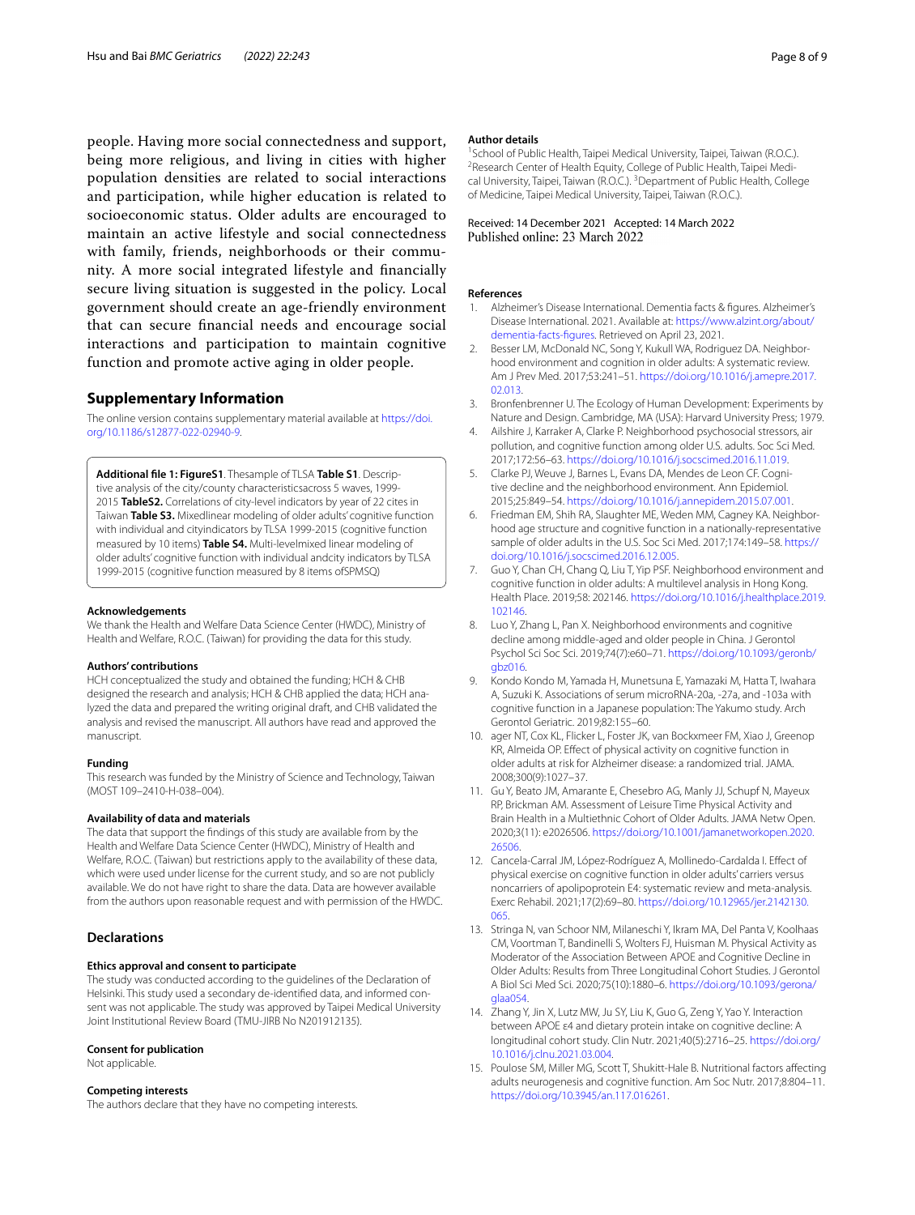people. Having more social connectedness and support, being more religious, and living in cities with higher population densities are related to social interactions and participation, while higher education is related to socioeconomic status. Older adults are encouraged to maintain an active lifestyle and social connectedness with family, friends, neighborhoods or their community. A more social integrated lifestyle and financially secure living situation is suggested in the policy. Local government should create an age-friendly environment that can secure financial needs and encourage social interactions and participation to maintain cognitive function and promote active aging in older people.

## Supplementary Information

The online version contains supplementary material available at https://doi.org/10.1186/s12877-022-02940-9.

**Additional file 1: FigureS1**. Thesample of TLSA **Table S1**. Descriptive analysis of the city/county characteristicsacross 5 waves, 1999-2015 **TableS2.** Correlations of city-level indicators by year of 22 cites in Taiwan **Table S3.** Mixedlinear modeling of older adults' cognitive function with individual and cityindicators by TLSA 1999-2015 (cognitive function measured by 10 items) **Table S4.** Multi-levelmixed linear modeling of older adults' cognitive function with individual andcity indicators by TLSA 1999-2015 (cognitive function measured by 8 items ofSPMSQ)

#### Acknowledgements
We thank the Health and Welfare Data Science Center (HWDC), Ministry of Health and Welfare, R.O.C. (Taiwan) for providing the data for this study.

#### Authors' contributions
HCH conceptualized the study and obtained the funding; HCH & CHB designed the research and analysis; HCH & CHB applied the data; HCH analyzed the data and prepared the writing original draft, and CHB validated the analysis and revised the manuscript. All authors have read and approved the manuscript.

#### Funding
This research was funded by the Ministry of Science and Technology, Taiwan (MOST 109–2410-H-038–004).

#### Availability of data and materials
The data that support the findings of this study are available from by the Health and Welfare Data Science Center (HWDC), Ministry of Health and Welfare, R.O.C. (Taiwan) but restrictions apply to the availability of these data, which were used under license for the current study, and so are not publicly available. We do not have right to share the data. Data are however available from the authors upon reasonable request and with permission of the HWDC.

## Declarations

#### Ethics approval and consent to participate
The study was conducted according to the guidelines of the Declaration of Helsinki. This study used a secondary de-identified data, and informed consent was not applicable. The study was approved by Taipei Medical University Joint Institutional Review Board (TMU-JIRB No N201912135).

#### Consent for publication
Not applicable.

#### Competing interests
The authors declare that they have no competing interests.

#### Author details
[1]School of Public Health, Taipei Medical University, Taipei, Taiwan (R.O.C.). [2]Research Center of Health Equity, College of Public Health, Taipei Medical University, Taipei, Taiwan (R.O.C.). [3]Department of Public Health, College of Medicine, Taipei Medical University, Taipei, Taiwan (R.O.C.).

Received: 14 December 2021 Accepted: 14 March 2022
Published online: 23 March 2022

#### References
1. Alzheimer's Disease International. Dementia facts & figures. Alzheimer's Disease International. 2021. Available at: https://www.alzint.org/about/dementia-facts-figures. Retrieved on April 23, 2021.
2. Besser LM, McDonald NC, Song Y, Kukull WA, Rodriguez DA. Neighborhood environment and cognition in older adults: A systematic review. Am J Prev Med. 2017;53:241–51. https://doi.org/10.1016/j.amepre.2017.02.013.
3. Bronfenbrenner U. The Ecology of Human Development: Experiments by Nature and Design. Cambridge, MA (USA): Harvard University Press; 1979.
4. Ailshire J, Karraker A, Clarke P. Neighborhood psychosocial stressors, air pollution, and cognitive function among older U.S. adults. Soc Sci Med. 2017;172:56–63. https://doi.org/10.1016/j.socscimed.2016.11.019.
5. Clarke PJ, Weuve J, Barnes L, Evans DA, Mendes de Leon CF. Cognitive decline and the neighborhood environment. Ann Epidemiol. 2015;25:849–54. https://doi.org/10.1016/j.annepidem.2015.07.001.
6. Friedman EM, Shih RA, Slaughter ME, Weden MM, Cagney KA. Neighborhood age structure and cognitive function in a nationally-representative sample of older adults in the U.S. Soc Sci Med. 2017;174:149–58. https://doi.org/10.1016/j.socscimed.2016.12.005.
7. Guo Y, Chan CH, Chang Q, Liu T, Yip PSF. Neighborhood environment and cognitive function in older adults: A multilevel analysis in Hong Kong. Health Place. 2019;58: 202146. https://doi.org/10.1016/j.healthplace.2019.102146.
8. Luo Y, Zhang L, Pan X. Neighborhood environments and cognitive decline among middle-aged and older people in China. J Gerontol Psychol Sci Soc Sci. 2019;74(7):e60–71. https://doi.org/10.1093/geronb/gbz016.
9. Kondo Kondo M, Yamada H, Munetsuna E, Yamazaki M, Hatta T, Iwahara A, Suzuki K. Associations of serum microRNA-20a, -27a, and -103a with cognitive function in a Japanese population: The Yakumo study. Arch Gerontol Geriatric. 2019;82:155–60.
10. ager NT, Cox KL, Flicker L, Foster JK, van Bockxmeer FM, Xiao J, Greenop KR, Almeida OP. Effect of physical activity on cognitive function in older adults at risk for Alzheimer disease: a randomized trial. JAMA. 2008;300(9):1027–37.
11. Gu Y, Beato JM, Amarante E, Chesebro AG, Manly JJ, Schupf N, Mayeux RP, Brickman AM. Assessment of Leisure Time Physical Activity and Brain Health in a Multiethnic Cohort of Older Adults. JAMA Netw Open. 2020;3(11): e2026506. https://doi.org/10.1001/jamanetworkopen.2020.26506.
12. Cancela-Carral JM, López-Rodríguez A, Mollinedo-Cardalda I. Effect of physical exercise on cognitive function in older adults' carriers versus noncarriers of apolipoprotein E4: systematic review and meta-analysis. Exerc Rehabil. 2021;17(2):69–80. https://doi.org/10.12965/jer.2142130.065.
13. Stringa N, van Schoor NM, Milaneschi Y, Ikram MA, Del Panta V, Koolhaas CM, Voortman T, Bandinelli S, Wolters FJ, Huisman M. Physical Activity as Moderator of the Association Between APOE and Cognitive Decline in Older Adults: Results from Three Longitudinal Cohort Studies. J Gerontol A Biol Sci Med Sci. 2020;75(10):1880–6. https://doi.org/10.1093/gerona/glaa054.
14. Zhang Y, Jin X, Lutz MW, Ju SY, Liu K, Guo G, Zeng Y, Yao Y. Interaction between APOE ε4 and dietary protein intake on cognitive decline: A longitudinal cohort study. Clin Nutr. 2021;40(5):2716–25. https://doi.org/10.1016/j.clnu.2021.03.004.
15. Poulose SM, Miller MG, Scott T, Shukitt-Hale B. Nutritional factors affecting adults neurogenesis and cognitive function. Am Soc Nutr. 2017;8:804–11. https://doi.org/10.3945/an.117.016261.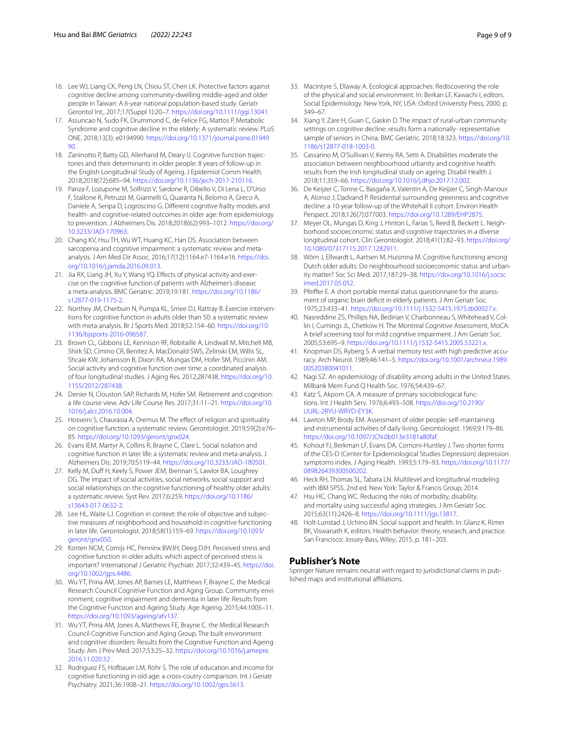16. Lee WJ, Liang CK, Peng LN, Chiou ST, Chen LK. Protective factors against cognitive decline among community-dwelling middle-aged and older people in Taiwan: A 6-year national population-based study. Geriatr Gerontol Int,. 2017;17(Suppl 1):20–7. https://doi.org/10.1111/ggi.13041.
17. Assuncao N, Sudo FK, Drummond C, de Felice FG, Mattos P. Metabolic Syndrome and cognitive decline in the elderly: A systematic review. PLoS ONE. 2018;13(3): e0194990. https://doi.org/10.1371/journal.pone.0194990.
18. Zaninotto P, Batty GD, Allerhand M, Deary IJ. Cognitive function trajectories and their determinants in older people: 8 years of follow-up in the English Longitudinal Study of Ageing. J Epidemiol Comm Health. 2018;2018(72):685–94. https://doi.org/10.1136/jech-2017-210116.
19. Panza F, Lozupone M, Solfrizzi V, Sardone R, Dibello V, Di Lena L, D'Urso F, Stallone R, Petruzzi M, Giannelli G, Quaranta N, Belomo A, Greco A, Daniele A, Seripa D, Logroscino G. Different cognitive frailty models and health- and cognitive-related outcomes in older age: from epidemiology to prevention. J Alzheimers Dis. 2018;2018(62):993–1012. https://doi.org/10.3233/JAD-170963.
20. Chang KV, Hsu TH, Wu WT, Huang KC, Han DS. Association between sarcopenia and cognitive impairment: a systematic review and meta-analysis. J Am Med Dir Assoc. 2016;17(12):1164.e7-1164.e16. https://doi.org/10.1016/j.jamda.2016.09.013.
21. Jia RX, Liang JH, Xu Y, Wang YQ. Effects of physical activity and exercise on the cognitive function of patients with Alzheimer's disease: a meta-analysis. BMC Geriatric. 2019;19:181. https://doi.org/10.1186/s12877-019-1175-2.
22. Northey JM, Cherbuin N, Pumpa KL, Smee DJ, Rattray B. Exercise interventions for cognitive function in adults older than 50: a systematic review with meta-analysis. Br J Sports Med. 2018;52:154–60. https://doi.org/10.1136/bjsports-2016-096587.
23. Brown CL, Gibbons LE, Kennison RF, Robitaille A, Lindwall M, Mitchell MB, Shirk SD, Cimino CR, Benitez A, MacDonald SWS, Zelinski EM, Willis SL, Shcaie KW, Johansson B, Dixon RA, Mungas DM, Hofer SM, Piccinin AM. Social activity and cognitive function over time: a coordinated analysis of four longitudinal studies. J Aging Res. 2012;287438. https://doi.org/10.1155/2012/287438.
24. Denier N, Clouston SAP, Richards M, Hofer SM. Retirement and cognition: a life course view. Adv Life Course Res. 2017;31:11–21. https://doi.org/10.1016/j.alcr.2016.10.004.
25. Hosseini S, Chaurasia A, Oremus M. The effect of religion and spirituality on cognitive function: a systematic review. Gerontologist. 2019;59(2):e76–85. https://doi.org/10.1093/geront/gnx024.
26. Evans IEM, Martyr A, Collins R, Brayne C, Clare L. Social isolation and cognitive function in later life: a systematic review and meta-analysis. J Alzheimers Dis. 2019;70:S119–44. https://doi.org/10.3233/JAD-180501.
27. Kelly M, Duff H, Keely S, Power JEM, Brennan S, Lawlor BA, Loughrey DG. The impact of social activities, social networks, social support and social relationships on the cognitive functioning of healthy older adults: a systematic review. Syst Rev. 2017;6:259. https://doi.org/10.1186/s13643-017-0632-2.
28. Lee HL, Waite LJ. Cognition in context: the role of objective and subjective measures of neighborhood and household in cognitive functioning in later life. Gerontologist. 2018;58(1):159–69. https://doi.org/10.1093/geront/gnx050.
29. Korten NCM, Comijs HC, Penninx BWJH, Deeg DJH. Perceived stress and cognitive function in older adults: which aspect of perceived stress is important? International J Geriatric Psychiatr. 2017;32:439–45. https://doi.org/10.1002/gps.4486.
30. Wu YT, Prina AM, Jones AP, Barnes LE, Matthews F, Brayne C. the Medical Research Council Cognitive Function and Aging Group. Community environment, cognitive impairment and dementia in later life: Results from the Cognitive Function and Ageing Study. Age Ageing. 2015;44:1005–11. https://doi.org/10.1093/ageing/afv137.
31. Wu YT, Prina AM, Jones A, Matthews FE, Brayne C. the Medical Research Council Cognitive Function and Aging Group. The built environment and cognitive disorders: Results from the Cognitive Function and Ageing Study. Am J Prev Med. 2017;53:25–32. https://doi.org/10.1016/j.amepre.2016.11.020.32 .
32. Rodriguez FS, Hofbauer LM, Röhr S. The role of education and income for cognitive functioning in old age: a cross-coutry comparison. Int J Geriatr Psychiatry. 2021;36:1908–21. https://doi.org/10.1002/gps.5613.
33. Macintyre S, Ellaway A. Ecological approaches: Rediscovering the role of the physical and social environment. In: Berkan LF, Kawachi I, editors. Social Epidemiology. New York, NY, USA: Oxford University Press; 2000. p. 349–67.
34. Xiang Y, Zare H, Guan C, Gaskin D. The impact of rural-urban community settings on cognitive decline: results form a nationally- representative sample of seniors in China. BMC Geriatric. 2018;18:323. https://doi.org/10.1186/s12877-018-1003-0.
35. Cassarino M, O'Sullivan V, Kenny RA, Setti A. Disabilities moderate the association between neighbourhood urbanity and cognitive health: results from the Irish longitudinal study on ageing. Disabil Health J. 2018;11:359–66. https://doi.org/10.1016/j.dhjo.2017.12.002.
36. De Keijzer C, Tonne C, Basgaña X, Valentin A, De Keijzer C, Singh-Manoux A, Alonso J, Dadvand P. Residential surrounding greenness and cognitive decline: a 10-year follow-up of the Whitehall II cohort. Environ Health Perspect. 2018;126(7):077003. https://doi.org/10.1289/EHP2875.
37. Meyer OL, Mungas D, King J, Hinton L, Farias S, Reed B, Beckett L. Neighborhood socioeconomic status and cognitive trajectories in a diverse longitudinal cohort. Clin Gerontologist. 2018;41(1):82–93. https://doi.org/10.1080/07317115.2017.1282911.
38. Wörn J, Ellwardt L, Aartsen M, Huisman M. Cognitive functioning among Dutch older adults: Do neighbourhood socioeconomic status and urbanity matter? Soc Sci Med. 2017;187:29–38. https://doi.org/10.1016/j.socscimed.2017.05.052.
39. Pfeiffer E. A short portable mental status questionnaire for the assessment of organic brain deficit in elderly patients. J Am Geriatr Soc. 1975;23:433–41. https://doi.org/10.1111/j.1532-5415.1975.tb00927.x.
40. Nasreddine ZS, Phillips NA, Bedirian V, Charbonneau S, Whitehead V, Collin I, Cumings JL, Chetkow H. The Montreal Cognitive Assessment, MoCA: A brief screening tool for mild cognitive impairment. J Am Geriatr Soc. 2005;53:695–9. https://doi.org/10.1111/j.1532-5415.2005.53221.x.
41. Knopman DS, Ryberg S. A verbal memory test with high predictive accuracy. Arch Neurol. 1989;46:141–5. https://doi.org/10.1001/archneur.1989.00520380041011.
42. Nagi SZ. An epidemiology of disability among adults in the United States. Milbank Mem Fund Q Health Soc. 1976;54:439–67.
43. Katz S, Akpom CA. A measure of primary sociobiological functions. Int J Health Serv. 1976;6:493–508. https://doi.org/10.2190/UURL-2RYU-WRYD-EY3K.
44. Lawton MP, Brody EM. Assessment of older people: self-maintaining and instrumental activities of daily living. Gerontologist. 1969;9:179–86. https://doi.org/10.1097/JCN.0b013e3181a80faf.
45. Kohout FJ, Berkman LF, Evans DA, Cornoni-Huntley J. Two shorter forms of the CES-D (Center for Epidemiological Studies Depression) depression symptoms index. J Aging Health. 1993;5:179–93. https://doi.org/10.1177/089826439300500202.
46. Heck RH, Thomas SL, Tabata LN. Multilevel and longitudinal modeling with IBM SPSS. 2nd ed. New York: Taylor & Francis Group; 2014.
47. Hsu HC, Chang WC. Reducing the risks of morbidity, disability, and mortality using successful aging strategies. J Am Geriatr Soc. 2015;63(11):2426–8. https://doi.org/10.1111/jgs.13817.
48. Holt-Lunstad J, Uchino BN. Social support and health. In: Glanz K, Rimer BK, Viswanath K, editors. Health behavior: theory, research, and practice. San Francisco: Jossey-Bass, Wiley; 2015. p. 181–203.

## Publisher's Note

Springer Nature remains neutral with regard to jurisdictional claims in published maps and institutional affiliations.